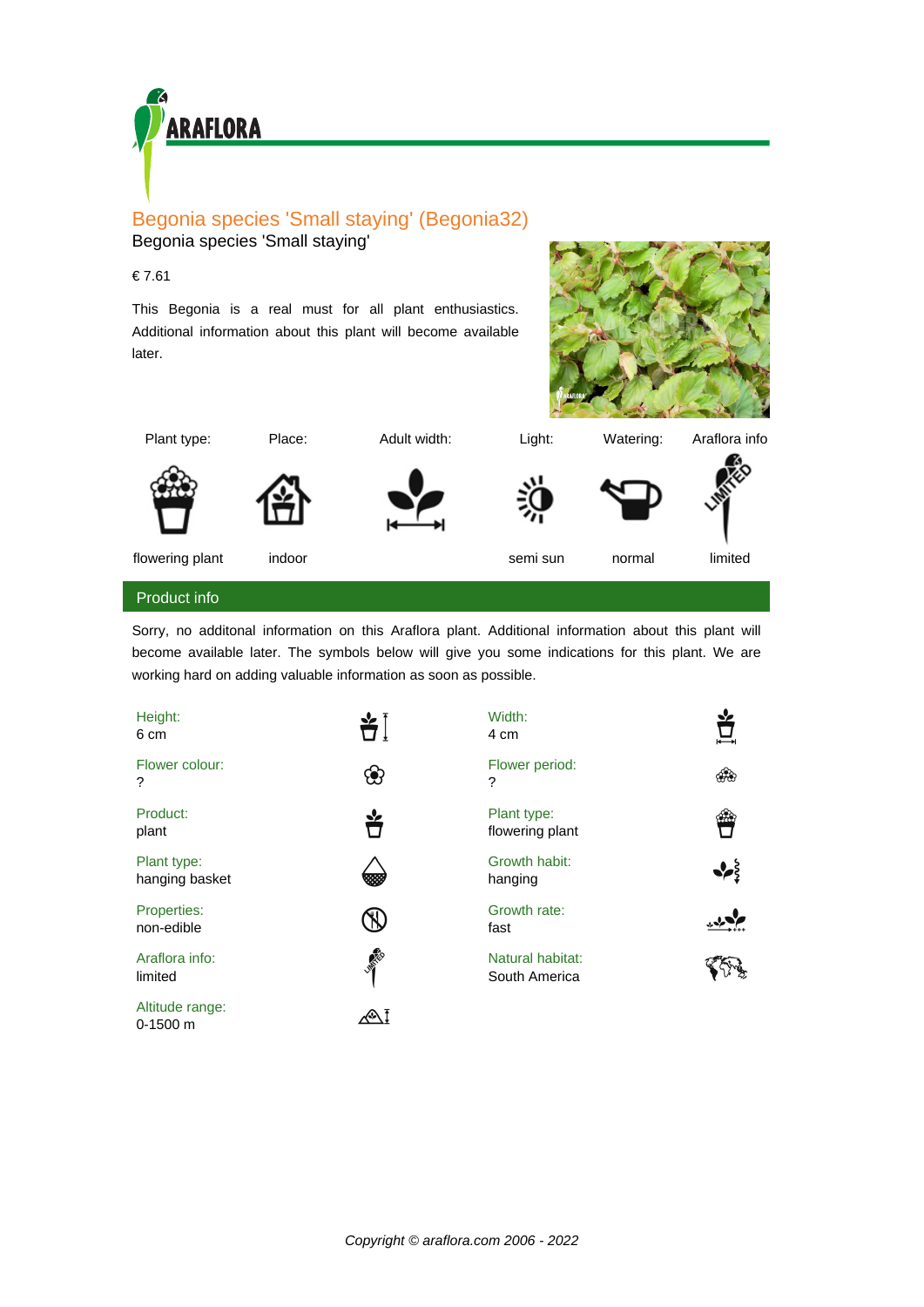ARAFLORA

# Begonia species 'Small staying' (Begonia32)

Begonia species 'Small staying'

€ 7.61

This Begonia is a real must for all plant enthusiastics. Additional information about this plant will become available later.

| Plant type: | Place: | Adult width: | Light: | Watering: | Araflora info |
|---|---|---|---|---|---|
| flowering plant | indoor | | semi sun | normal | limited |

## Product info

Sorry, no additonal information on this Araflora plant. Additional information about this plant will become available later. The symbols below will give you some indications for this plant. We are working hard on adding valuable information as soon as possible.

| | |
|---|---|
| Height: 6 cm | Width: 4 cm |
| Flower colour: ? | Flower period: ? |
| Product: plant | Plant type: flowering plant |
| Plant type: hanging basket | Growth habit: hanging |
| Properties: non-edible | Growth rate: fast |
| Araflora info: limited | Natural habitat: South America |
| Altitude range: 0-1500 m | |

*Copyright © araflora.com 2006 - 2022*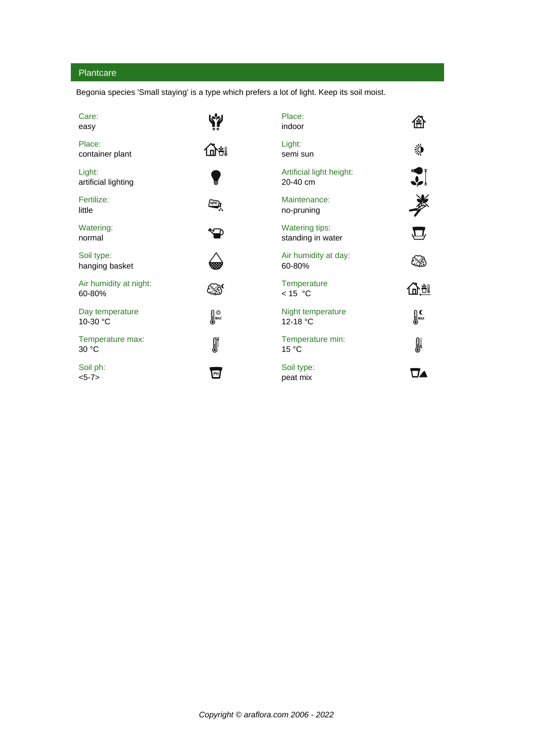## Plantcare

Begonia species 'Small staying' is a type which prefers a lot of light. Keep its soil moist.

Care:
easy

Place:
indoor

Place:
container plant

Light:
semi sun

Light:
artificial lighting

Artificial light height:
20-40 cm

Fertilize:
little

Maintenance:
no-pruning

Watering:
normal

Watering tips:
standing in water

Soil type:
hanging basket

Air humidity at day:
60-80%

Air humidity at night:
60-80%

Temperature
< 15 °C

Day temperature
10-30 °C

Night temperature
12-18 °C

Temperature max:
30 °C

Temperature min:
15 °C

Soil ph:
<5-7>

Soil type:
peat mix

*Copyright © araflora.com 2006 - 2022*